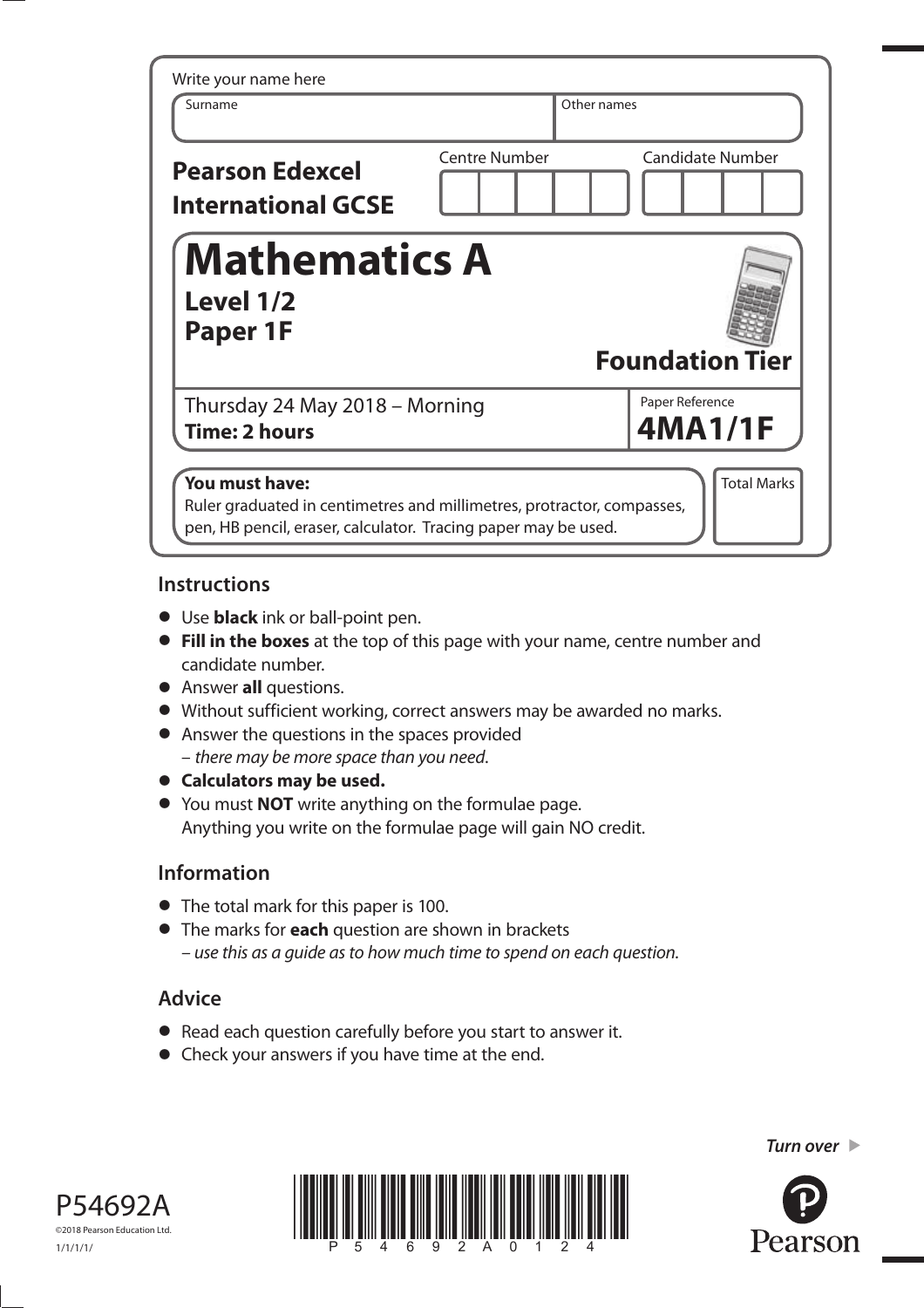Write your name here

| Surname | Other names |
|---|---|
| | |

**Pearson Edexcel International GCSE**

| Centre Number | Candidate Number |
|---|---|
| | |

# Mathematics A

**Level 1/2**
**Paper 1F**

**Foundation Tier**

Thursday 24 May 2018 – Morning
**Time: 2 hours**

Paper Reference
**4MA1/1F**

**You must have:**
Ruler graduated in centimetres and millimetres, protractor, compasses, pen, HB pencil, eraser, calculator. Tracing paper may be used.

Total Marks

## Instructions

- Use **black** ink or ball-point pen.
- **Fill in the boxes** at the top of this page with your name, centre number and candidate number.
- Answer **all** questions.
- Without sufficient working, correct answers may be awarded no marks.
- Answer the questions in the spaces provided
  – *there may be more space than you need.*
- **Calculators may be used.**
- You must **NOT** write anything on the formulae page.
  Anything you write on the formulae page will gain NO credit.

## Information

- The total mark for this paper is 100.
- The marks for **each** question are shown in brackets
  – *use this as a guide as to how much time to spend on each question.*

## Advice

- Read each question carefully before you start to answer it.
- Check your answers if you have time at the end.

*Turn over*

P54692A
©2018 Pearson Education Ltd.
1/1/1/1/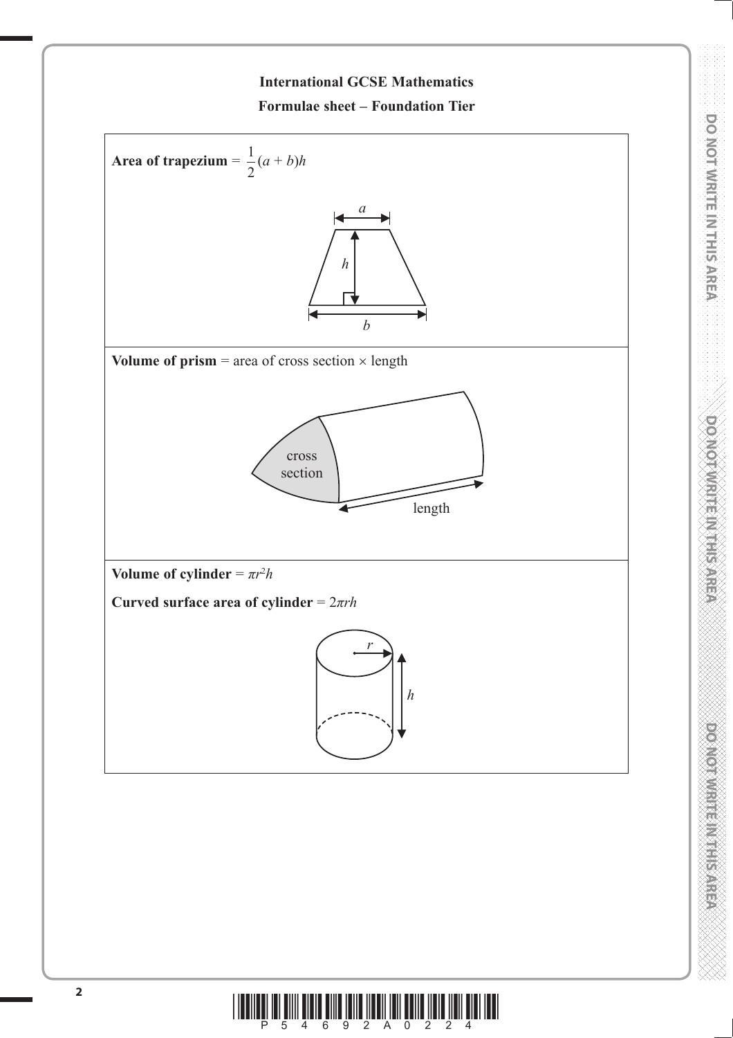## International GCSE Mathematics

### Formulae sheet – Foundation Tier

**Area of trapezium** = $\frac{1}{2}(a + b)h$

**Volume of prism** = area of cross section × length

**Volume of cylinder** = $\pi r^2 h$

**Curved surface area of cylinder** = $2\pi rh$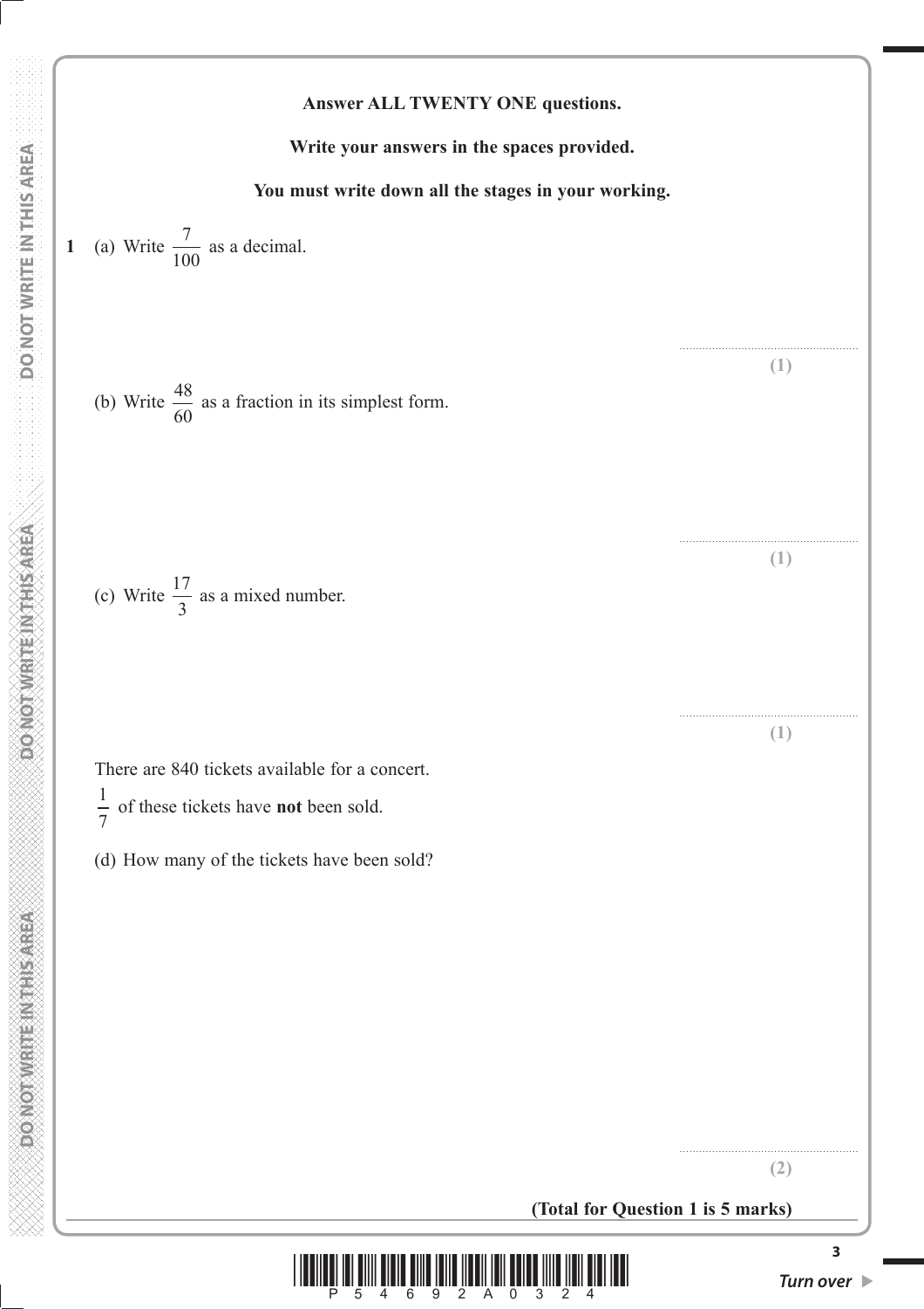**Answer ALL TWENTY ONE questions.**

**Write your answers in the spaces provided.**

**You must write down all the stages in your working.**

**1** (a) Write $\frac{7}{100}$ as a decimal.

.......................................................

**(1)**

(b) Write $\frac{48}{60}$ as a fraction in its simplest form.

.......................................................

**(1)**

(c) Write $\frac{17}{3}$ as a mixed number.

.......................................................

**(1)**

There are 840 tickets available for a concert.

$\frac{1}{7}$ of these tickets have **not** been sold.

(d) How many of the tickets have been sold?

.......................................................

**(2)**

**(Total for Question 1 is 5 marks)**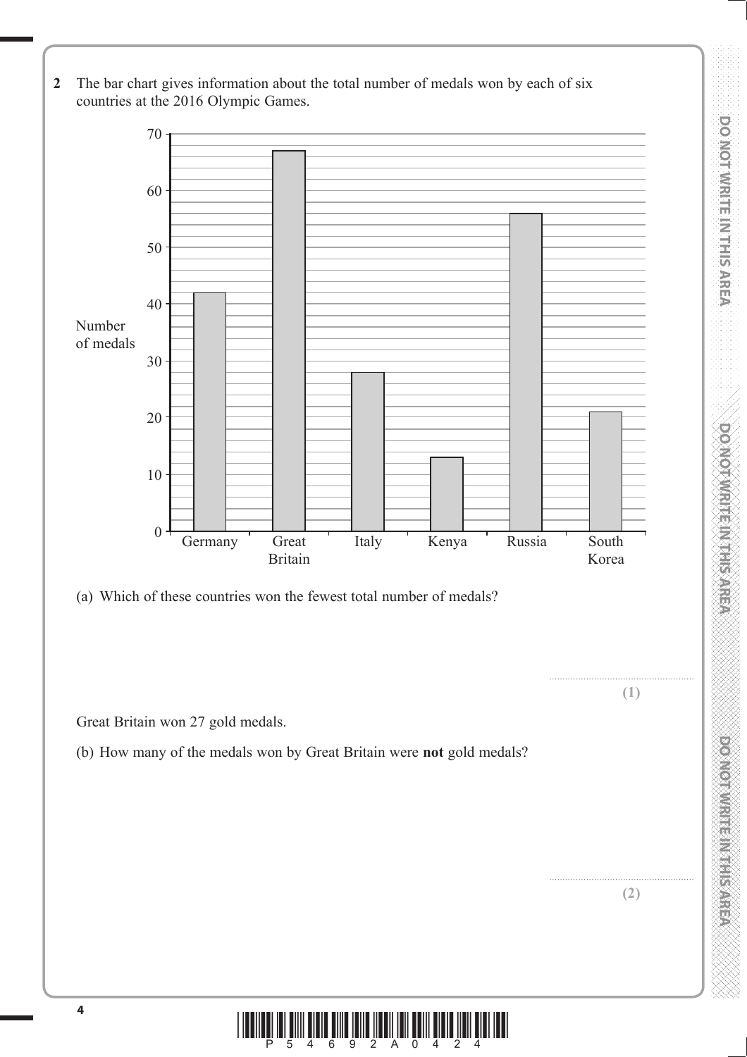**2** The bar chart gives information about the total number of medals won by each of six countries at the 2016 Olympic Games.

(a) Which of these countries won the fewest total number of medals?

..............................................................

**(1)**

Great Britain won 27 gold medals.

(b) How many of the medals won by Great Britain were **not** gold medals?

..............................................................

**(2)**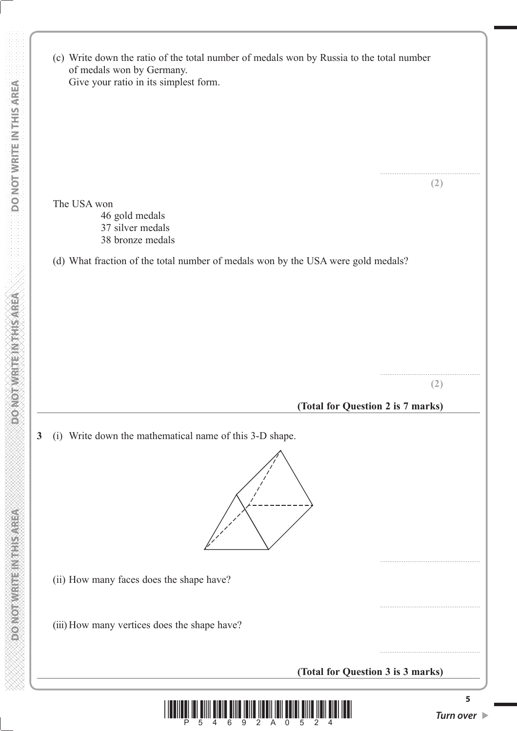(c) Write down the ratio of the total number of medals won by Russia to the total number of medals won by Germany.
Give your ratio in its simplest form.

......................................................

**(2)**

The USA won

46 gold medals
37 silver medals
38 bronze medals

(d) What fraction of the total number of medals won by the USA were gold medals?

......................................................

**(2)**

**(Total for Question 2 is 7 marks)**

---

**3** (i) Write down the mathematical name of this 3-D shape.

......................................................

(ii) How many faces does the shape have?

......................................................

(iii) How many vertices does the shape have?

......................................................

**(Total for Question 3 is 3 marks)**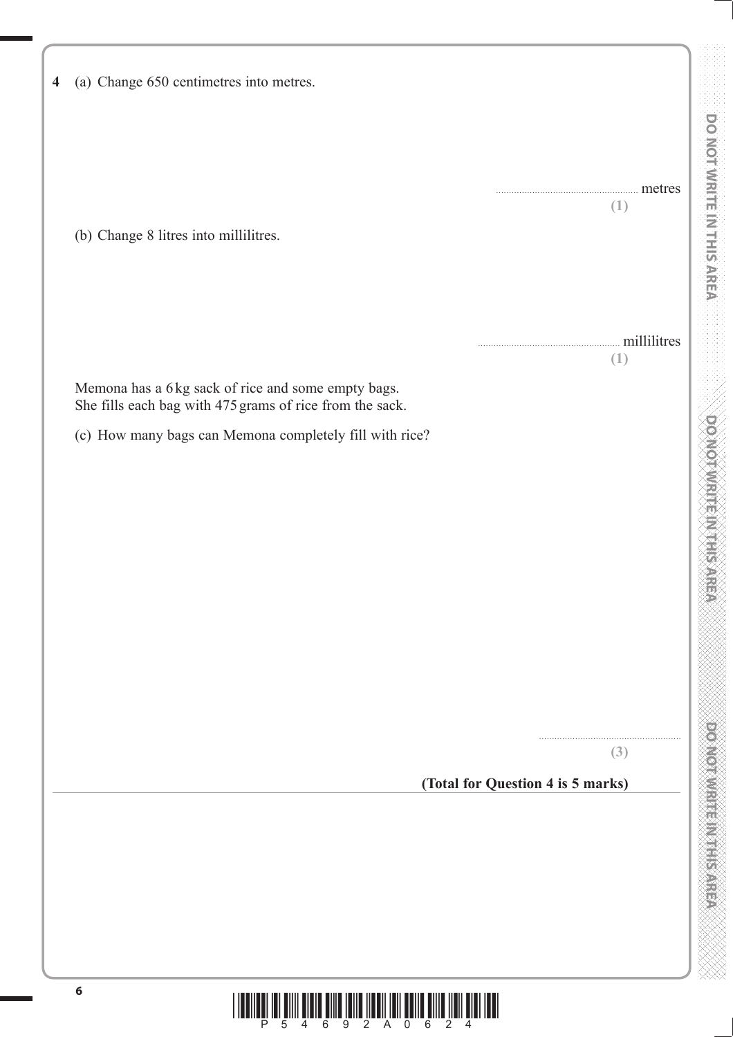**4** (a) Change 650 centimetres into metres.

.......................................................... metres
**(1)**

(b) Change 8 litres into millilitres.

.......................................................... millilitres
**(1)**

Memona has a 6 kg sack of rice and some empty bags.
She fills each bag with 475 grams of rice from the sack.

(c) How many bags can Memona completely fill with rice?

..........................................................
**(3)**

**(Total for Question 4 is 5 marks)**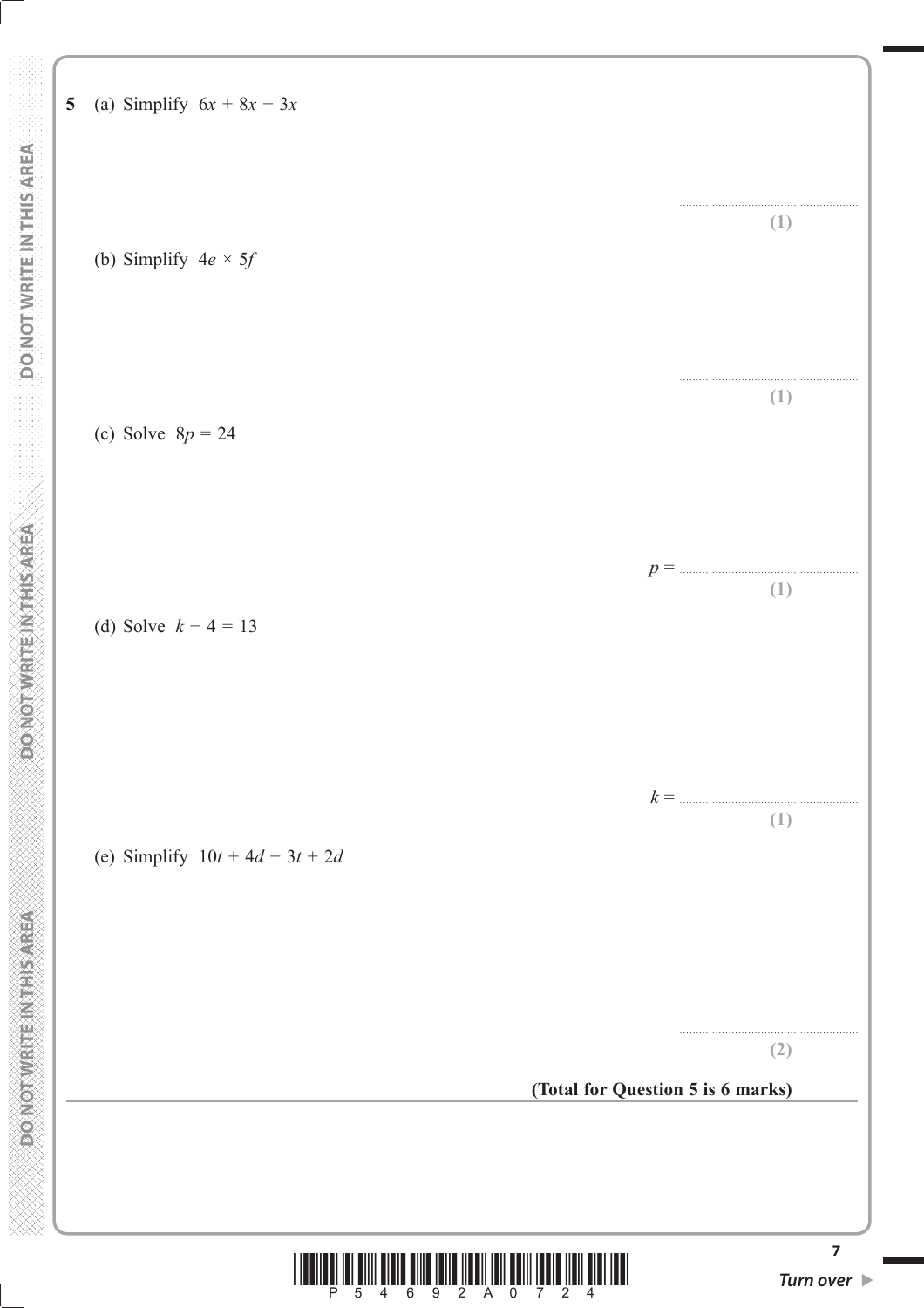**5** (a) Simplify $6x + 8x - 3x$

..........................................................

**(1)**

(b) Simplify $4e \times 5f$

..........................................................

**(1)**

(c) Solve $8p = 24$

$p =$ ..........................................................

**(1)**

(d) Solve $k - 4 = 13$

$k =$ ..........................................................

**(1)**

(e) Simplify $10t + 4d - 3t + 2d$

..........................................................

**(2)**

**(Total for Question 5 is 6 marks)**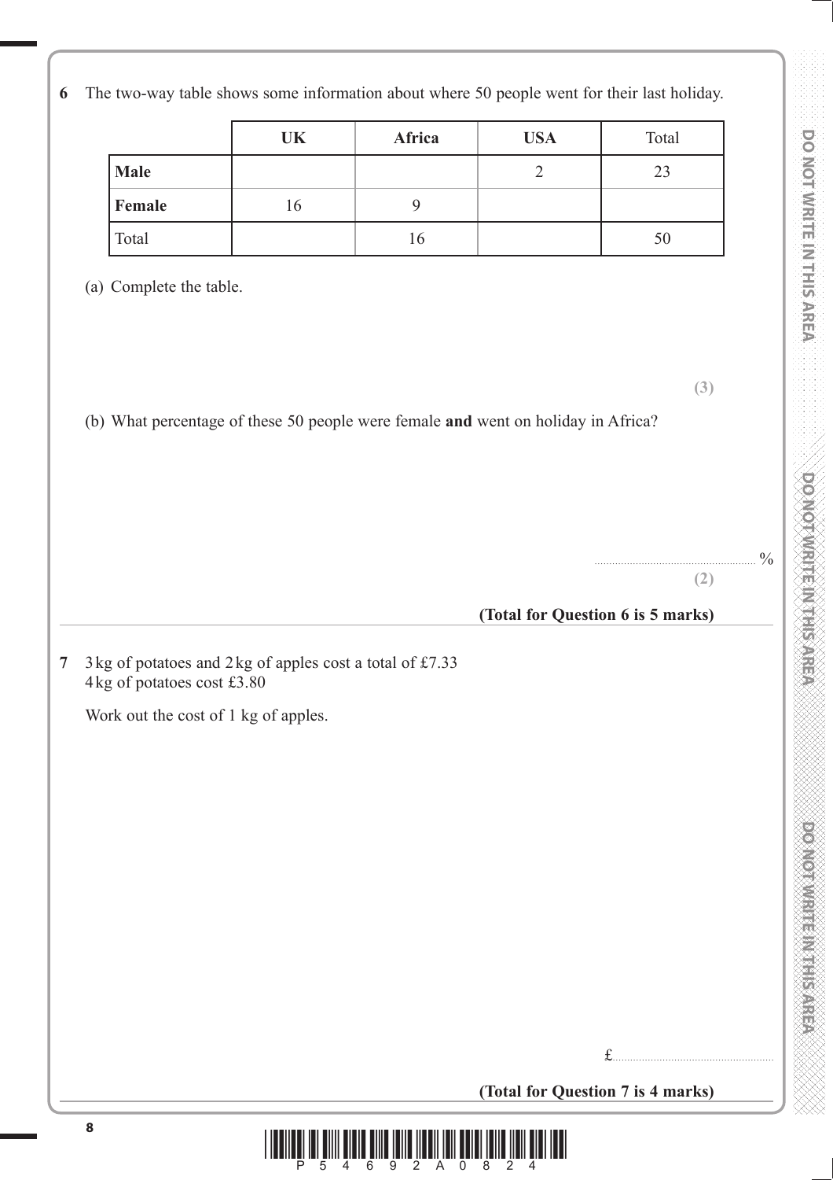**6** The two-way table shows some information about where 50 people went for their last holiday.

| | **UK** | **Africa** | **USA** | Total |
|---|---|---|---|---|
| **Male** | | | 2 | 23 |
| **Female** | 16 | 9 | | |
| Total | | 16 | | 50 |

(a) Complete the table.

**(3)**

(b) What percentage of these 50 people were female **and** went on holiday in Africa?

.......................................................%

**(2)**

**(Total for Question 6 is 5 marks)**

---

**7** 3 kg of potatoes and 2 kg of apples cost a total of £7.33
4 kg of potatoes cost £3.80

Work out the cost of 1 kg of apples.

£.......................................................

**(Total for Question 7 is 4 marks)**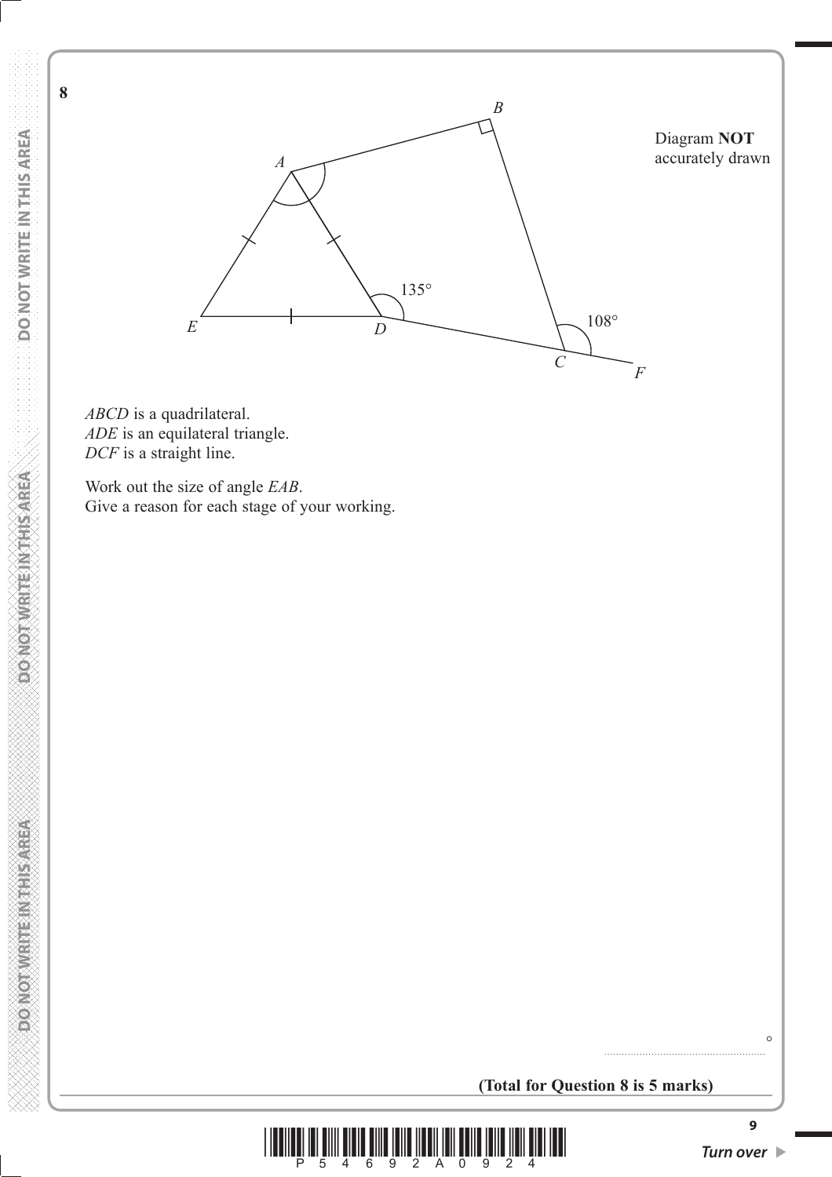**8**

Diagram **NOT** accurately drawn

*ABCD* is a quadrilateral.
*ADE* is an equilateral triangle.
*DCF* is a straight line.

Work out the size of angle *EAB*.
Give a reason for each stage of your working.

..................................................... °

**(Total for Question 8 is 5 marks)**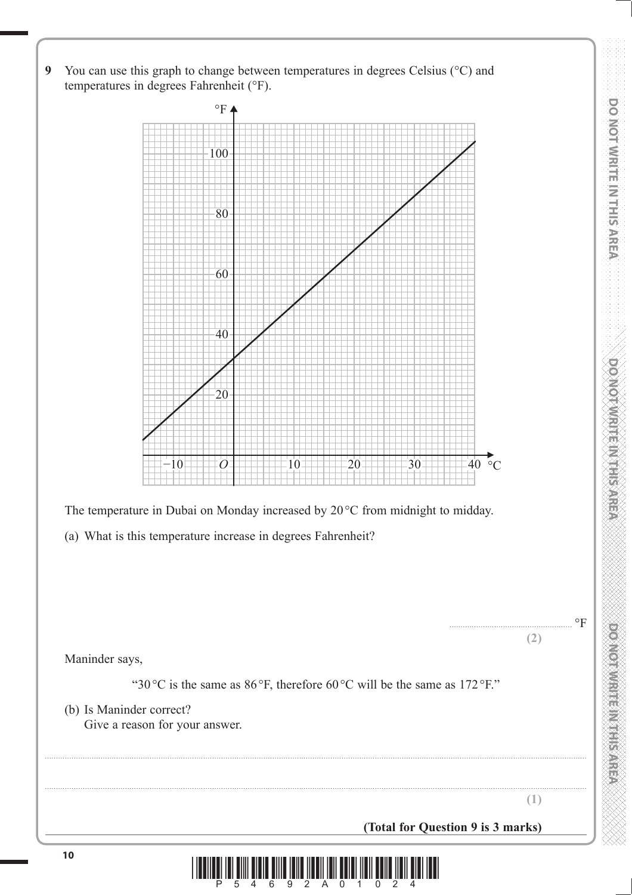**9** You can use this graph to change between temperatures in degrees Celsius (°C) and temperatures in degrees Fahrenheit (°F).

The temperature in Dubai on Monday increased by 20 °C from midnight to midday.

(a) What is this temperature increase in degrees Fahrenheit?

.......................................................°F

**(2)**

Maninder says,

"30 °C is the same as 86 °F, therefore 60 °C will be the same as 172 °F."

(b) Is Maninder correct?
Give a reason for your answer.

..............................................................................................................................................

..............................................................................................................................................

**(1)**

**(Total for Question 9 is 3 marks)**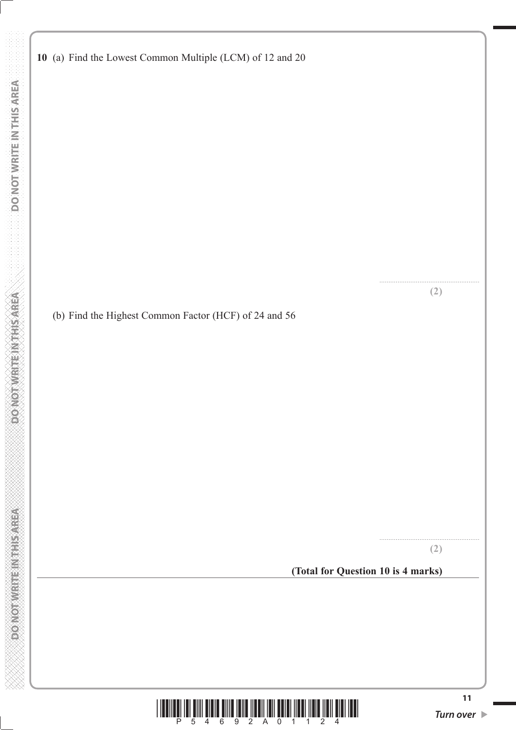**10** (a) Find the Lowest Common Multiple (LCM) of 12 and 20

..........................................................

**(2)**

(b) Find the Highest Common Factor (HCF) of 24 and 56

..........................................................

**(2)**

**(Total for Question 10 is 4 marks)**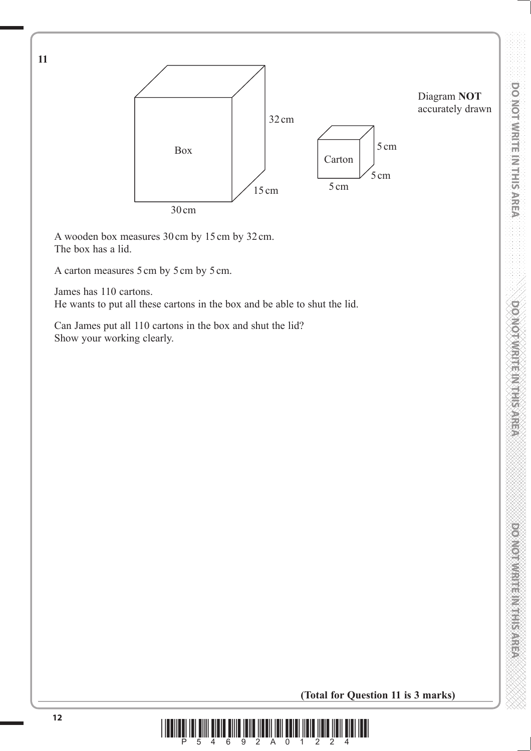**11**

Diagram **NOT** accurately drawn

Box: 30 cm, 15 cm, 32 cm

Carton: 5 cm, 5 cm, 5 cm

A wooden box measures 30 cm by 15 cm by 32 cm.
The box has a lid.

A carton measures 5 cm by 5 cm by 5 cm.

James has 110 cartons.
He wants to put all these cartons in the box and be able to shut the lid.

Can James put all 110 cartons in the box and shut the lid?
Show your working clearly.

**(Total for Question 11 is 3 marks)**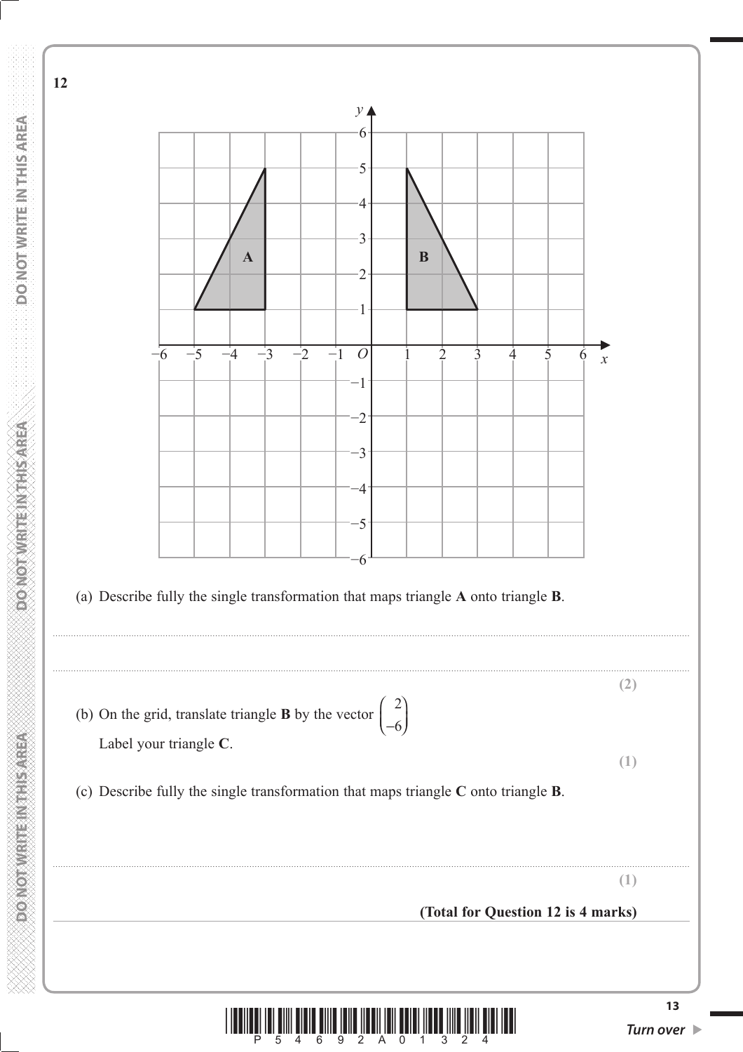**12**

(a) Describe fully the single transformation that maps triangle **A** onto triangle **B**.

..........................................................................................................................................................

..........................................................................................................................................................

**(2)**

(b) On the grid, translate triangle **B** by the vector $\begin{pmatrix} 2 \\ -6 \end{pmatrix}$

Label your triangle **C**.

**(1)**

(c) Describe fully the single transformation that maps triangle **C** onto triangle **B**.

..........................................................................................................................................................

**(1)**

**(Total for Question 12 is 4 marks)**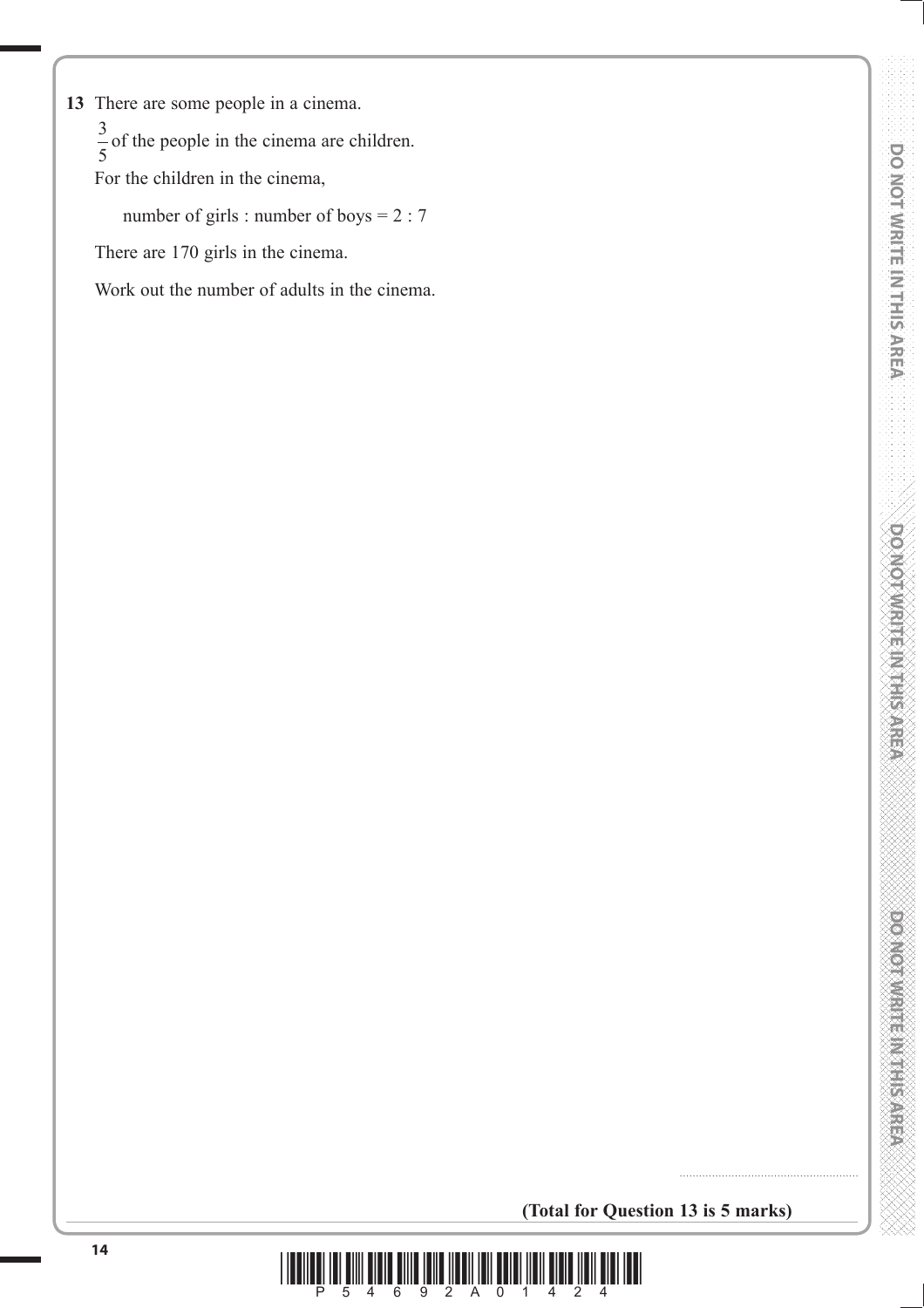**13** There are some people in a cinema.

$\frac{3}{5}$ of the people in the cinema are children.

For the children in the cinema,

number of girls : number of boys = 2 : 7

There are 170 girls in the cinema.

Work out the number of adults in the cinema.

.......................................................

**(Total for Question 13 is 5 marks)**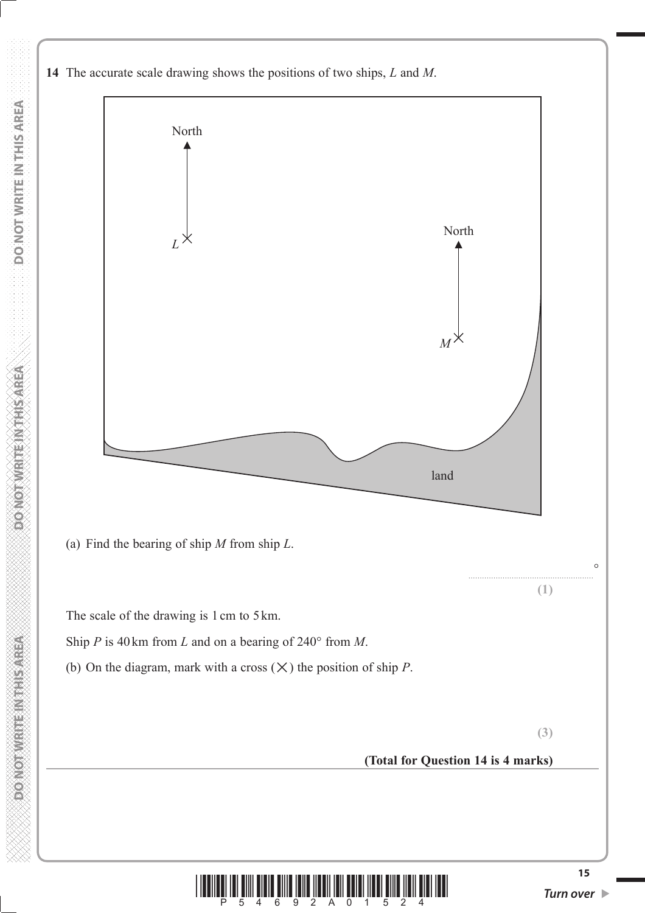**14** The accurate scale drawing shows the positions of two ships, *L* and *M*.

(a) Find the bearing of ship *M* from ship *L*.

.......................................................°

**(1)**

The scale of the drawing is 1 cm to 5 km.

Ship *P* is 40 km from *L* and on a bearing of 240° from *M*.

(b) On the diagram, mark with a cross (×) the position of ship *P*.

**(3)**

**(Total for Question 14 is 4 marks)**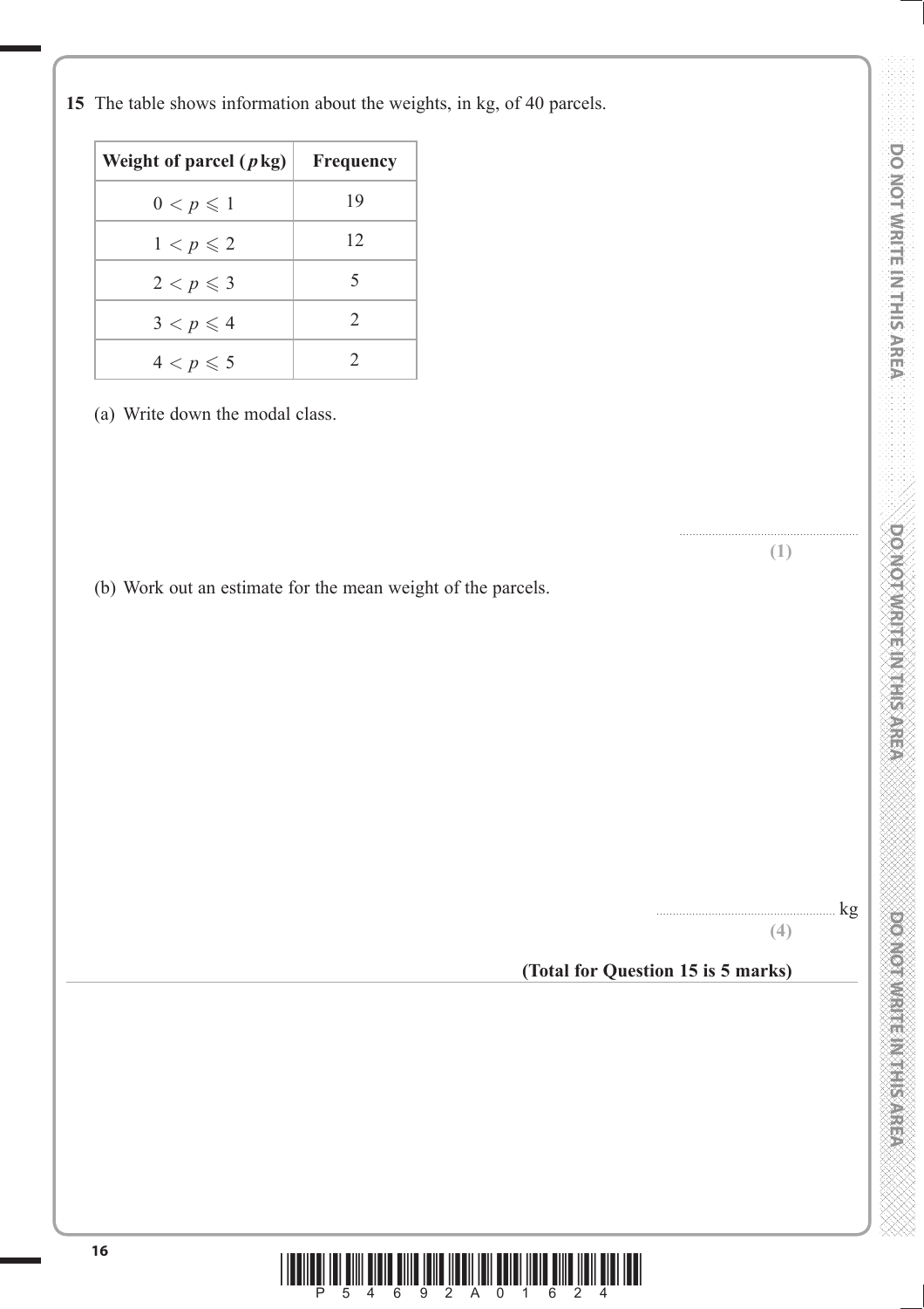**15** The table shows information about the weights, in kg, of 40 parcels.

| Weight of parcel ($p$ kg) | Frequency |
|---|---|
| $0 < p \leqslant 1$ | 19 |
| $1 < p \leqslant 2$ | 12 |
| $2 < p \leqslant 3$ | 5 |
| $3 < p \leqslant 4$ | 2 |
| $4 < p \leqslant 5$ | 2 |

(a) Write down the modal class.

.......................................................

**(1)**

(b) Work out an estimate for the mean weight of the parcels.

....................................................... kg

**(4)**

**(Total for Question 15 is 5 marks)**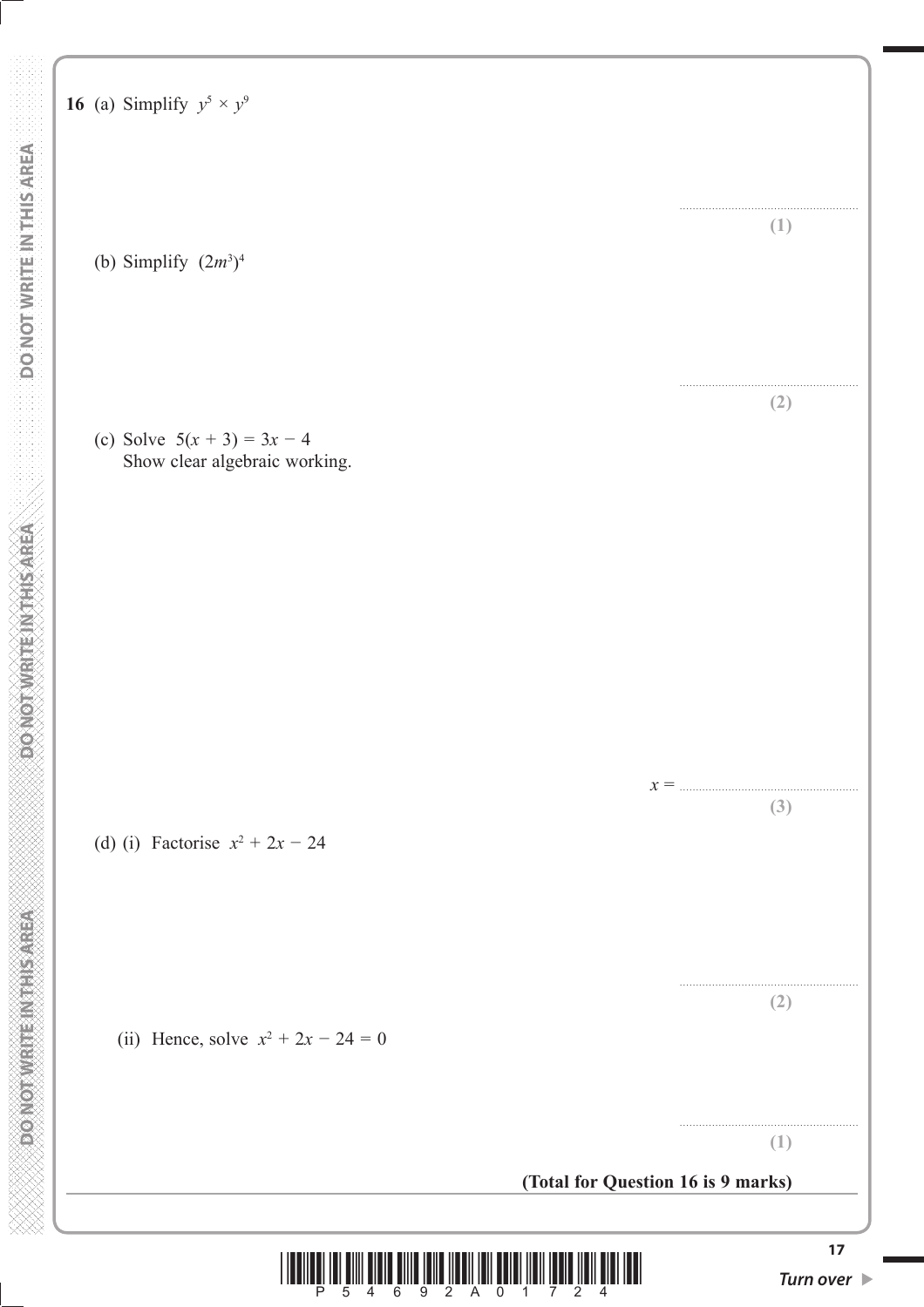**16** (a) Simplify $y^5 \times y^9$

..................................................
**(1)**

(b) Simplify $(2m^3)^4$

..................................................
**(2)**

(c) Solve $5(x + 3) = 3x - 4$
Show clear algebraic working.

$x =$ ..................................................
**(3)**

(d) (i) Factorise $x^2 + 2x - 24$

..................................................
**(2)**

(ii) Hence, solve $x^2 + 2x - 24 = 0$

..................................................
**(1)**

**(Total for Question 16 is 9 marks)**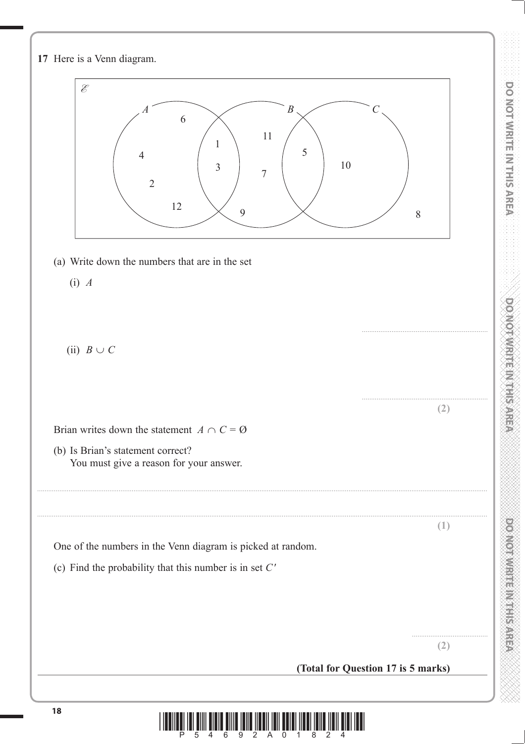**17** Here is a Venn diagram.

$\mathscr{E}$

A: 6, 4, 2, 12; A ∩ B: 1, 3; B: 11, 7, 9; B ∩ C: 5; C: 10; outside: 8

(a) Write down the numbers that are in the set

(i) $A$

..............................................................

(ii) $B \cup C$

..............................................................

**(2)**

Brian writes down the statement $A \cap C = \varnothing$

(b) Is Brian's statement correct?
You must give a reason for your answer.

..............................................................................................................................................

..............................................................................................................................................

**(1)**

One of the numbers in the Venn diagram is picked at random.

(c) Find the probability that this number is in set $C'$

..............................................

**(2)**

**(Total for Question 17 is 5 marks)**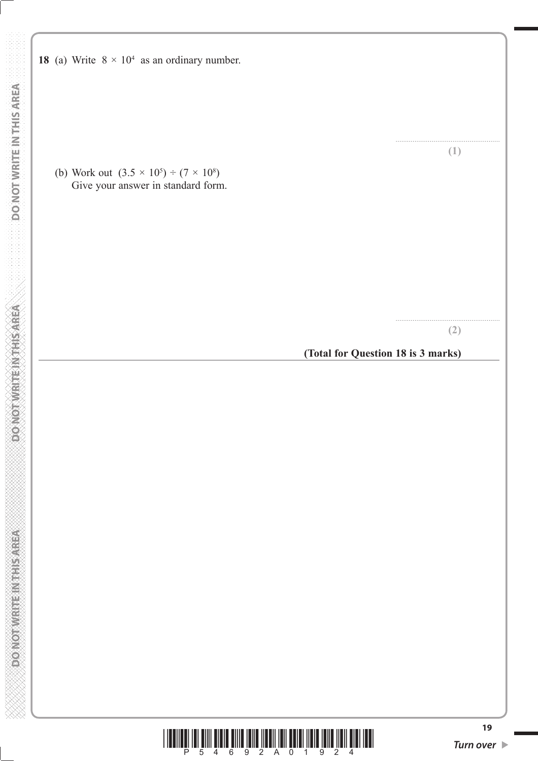**18** (a) Write $8 \times 10^4$ as an ordinary number.

.......................................................

**(1)**

(b) Work out $(3.5 \times 10^5) \div (7 \times 10^8)$

Give your answer in standard form.

.......................................................

**(2)**

**(Total for Question 18 is 3 marks)**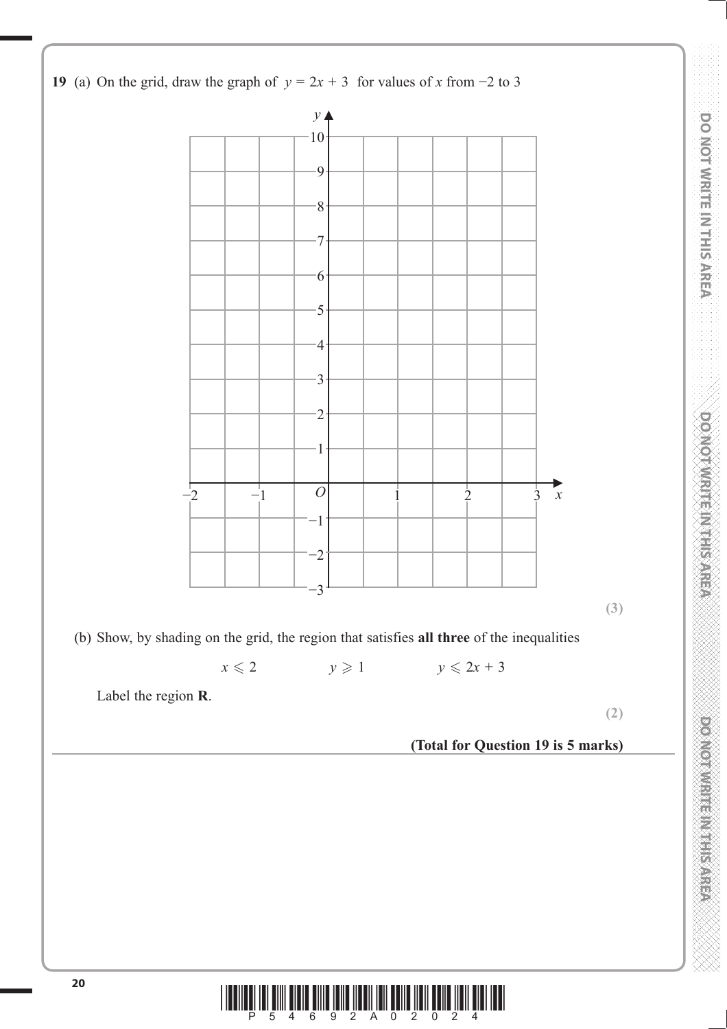**19** (a) On the grid, draw the graph of $y = 2x + 3$ for values of $x$ from −2 to 3

**(3)**

(b) Show, by shading on the grid, the region that satisfies **all three** of the inequalities

$$x \leqslant 2 \qquad\qquad y \geqslant 1 \qquad\qquad y \leqslant 2x + 3$$

Label the region **R**.

**(2)**

**(Total for Question 19 is 5 marks)**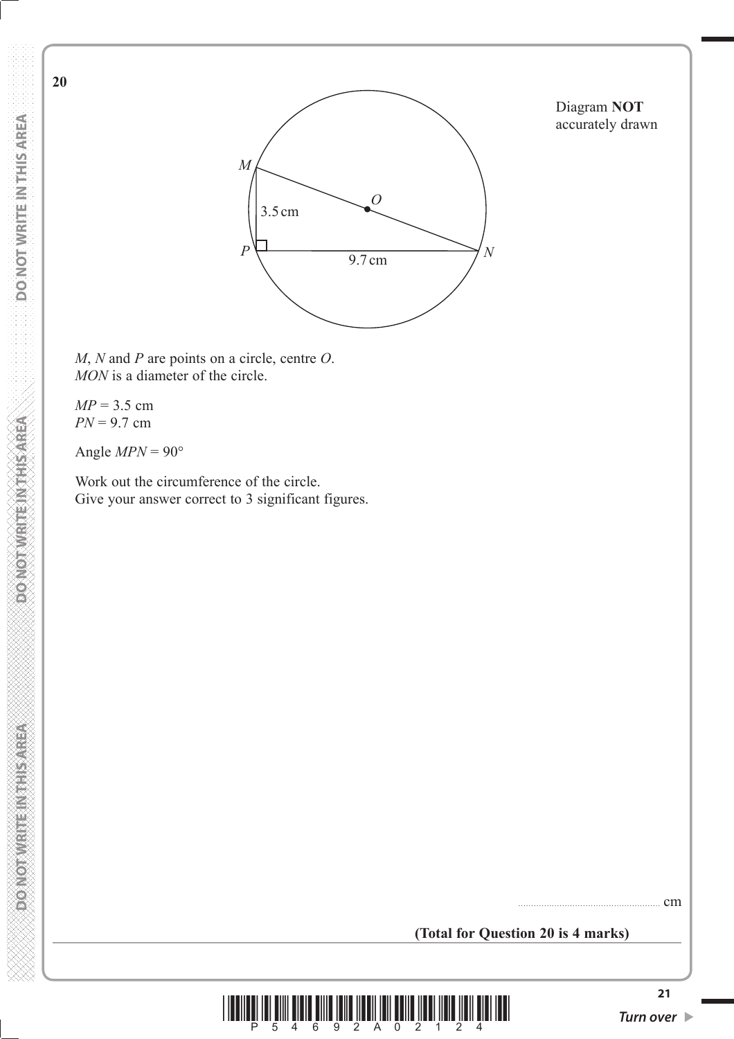**20**

Diagram **NOT** accurately drawn

$M$, $N$ and $P$ are points on a circle, centre $O$.
$MON$ is a diameter of the circle.

$MP = 3.5$ cm
$PN = 9.7$ cm

Angle $MPN = 90°$

Work out the circumference of the circle.
Give your answer correct to 3 significant figures.

....................................................... cm

**(Total for Question 20 is 4 marks)**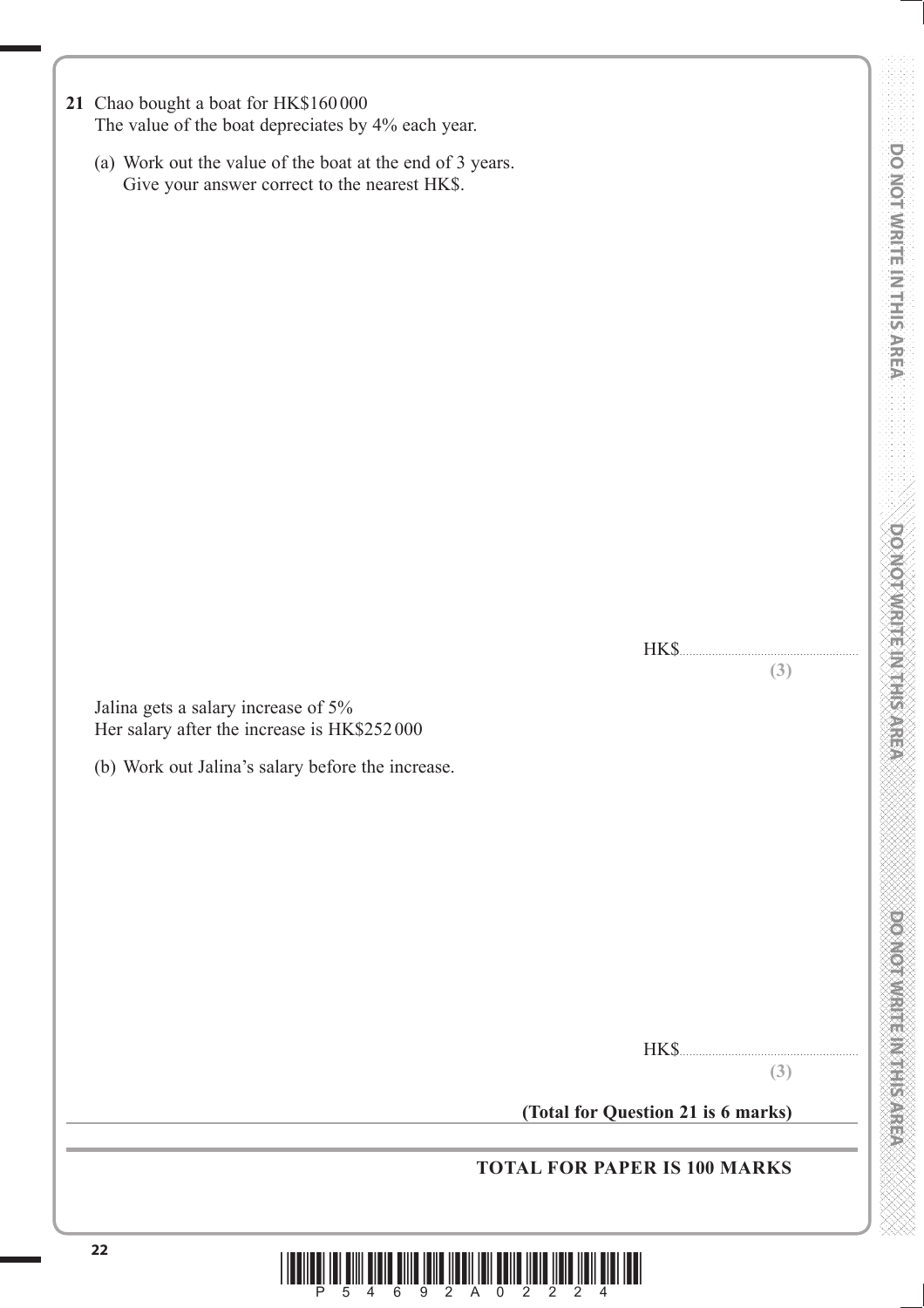**21** Chao bought a boat for HK$160 000
The value of the boat depreciates by 4% each year.

(a) Work out the value of the boat at the end of 3 years.
Give your answer correct to the nearest HK$.

HK$......................................................
**(3)**

Jalina gets a salary increase of 5%
Her salary after the increase is HK$252 000

(b) Work out Jalina's salary before the increase.

HK$......................................................
**(3)**

**(Total for Question 21 is 6 marks)**

**TOTAL FOR PAPER IS 100 MARKS**